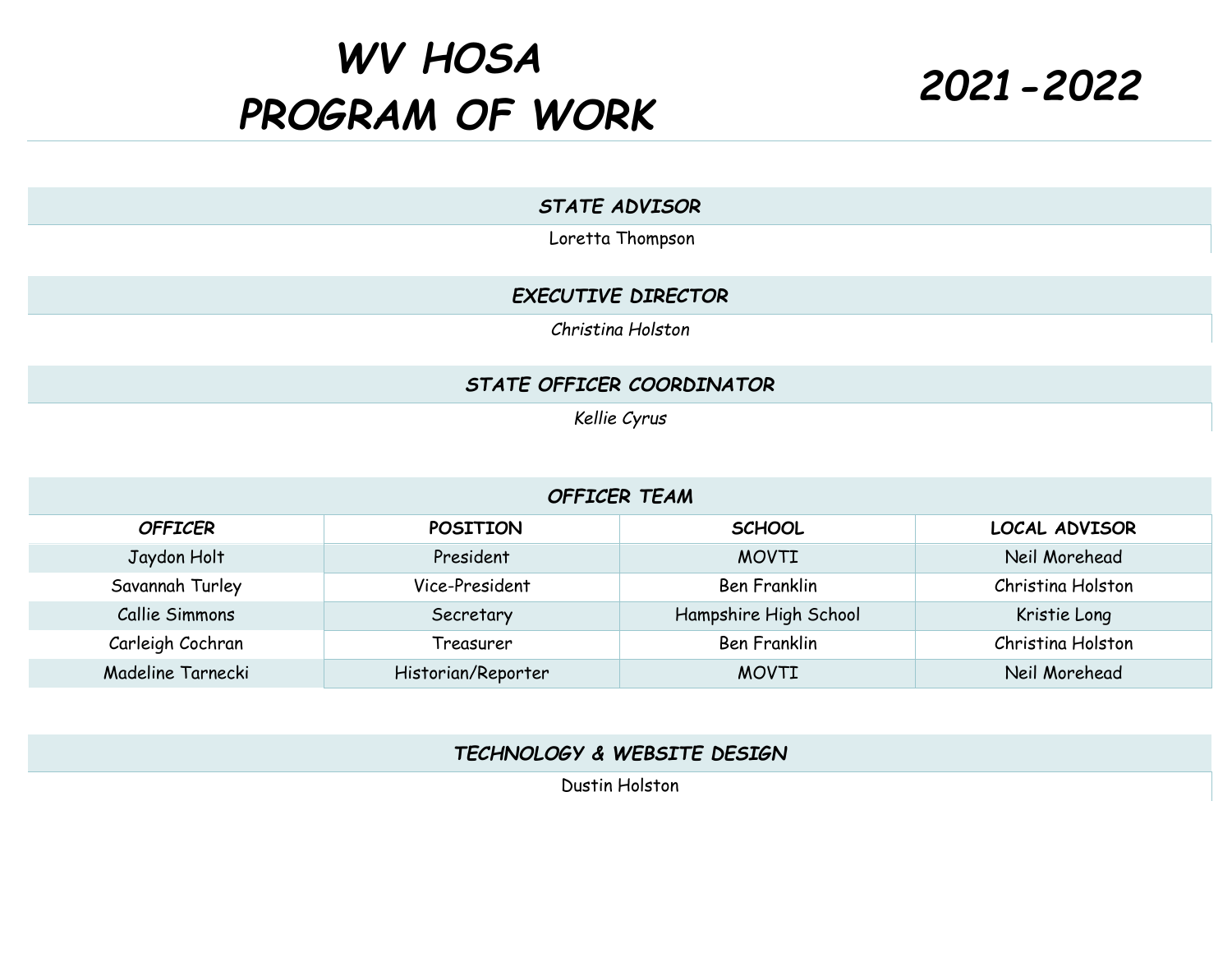# WV HOSA PROGRAM OF WORK

# 2021-2022

## STATE ADVISOR

Loretta Thompson

## EXECUTIVE DIRECTOR

*Christina Holston*

## STATE OFFICER COORDINATOR

*Kellie Cyrus*

## OFFICER TEAM

| OFFICER | POSITION | SCHOOL | LOCAL ADVISOR |
|---|---|---|---|
| Jaydon Holt | President | MOVTI | Neil Morehead |
| Savannah Turley | Vice-President | Ben Franklin | Christina Holston |
| Callie Simmons | Secretary | Hampshire High School | Kristie Long |
| Carleigh Cochran | Treasurer | Ben Franklin | Christina Holston |
| Madeline Tarnecki | Historian/Reporter | MOVTI | Neil Morehead |

## TECHNOLOGY & WEBSITE DESIGN

Dustin Holston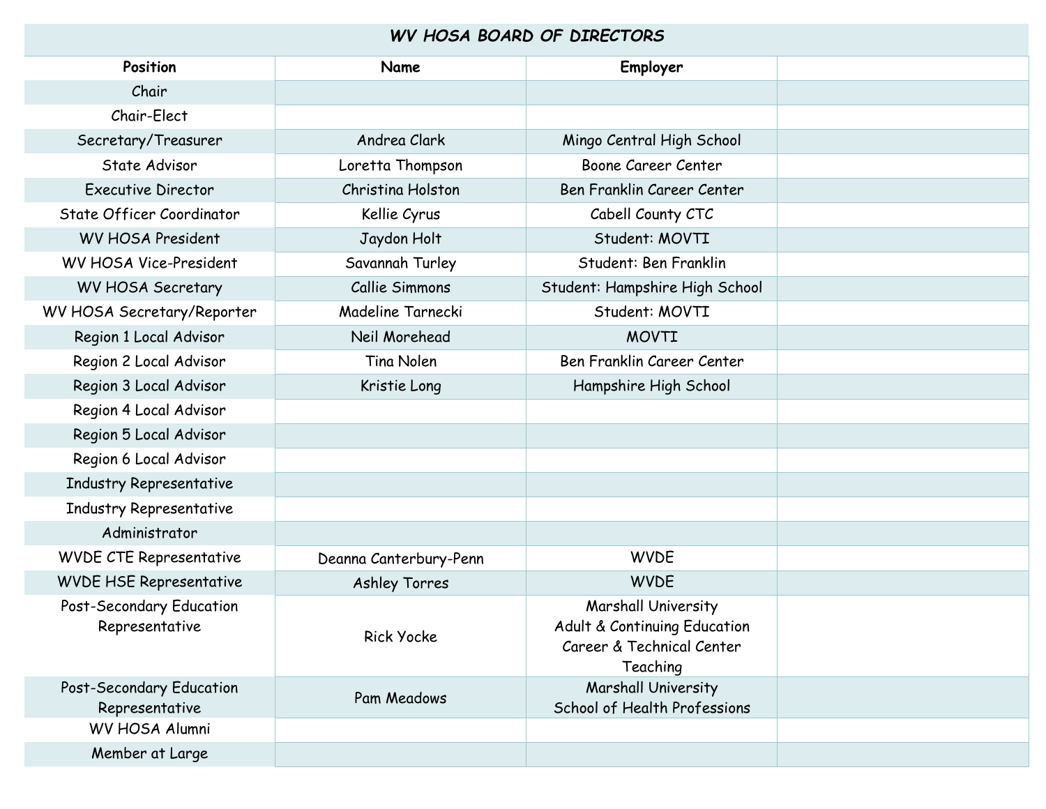| ***WV HOSA BOARD OF DIRECTORS*** | | | |
|---|---|---|---|
| **Position** | **Name** | **Employer** | |
| Chair | | | |
| Chair-Elect | | | |
| Secretary/Treasurer | Andrea Clark | Mingo Central High School | |
| State Advisor | Loretta Thompson | Boone Career Center | |
| Executive Director | Christina Holston | Ben Franklin Career Center | |
| State Officer Coordinator | Kellie Cyrus | Cabell County CTC | |
| WV HOSA President | Jaydon Holt | Student: MOVTI | |
| WV HOSA Vice-President | Savannah Turley | Student: Ben Franklin | |
| WV HOSA Secretary | Callie Simmons | Student: Hampshire High School | |
| WV HOSA Secretary/Reporter | Madeline Tarnecki | Student: MOVTI | |
| Region 1 Local Advisor | Neil Morehead | MOVTI | |
| Region 2 Local Advisor | Tina Nolen | Ben Franklin Career Center | |
| Region 3 Local Advisor | Kristie Long | Hampshire High School | |
| Region 4 Local Advisor | | | |
| Region 5 Local Advisor | | | |
| Region 6 Local Advisor | | | |
| Industry Representative | | | |
| Industry Representative | | | |
| Administrator | | | |
| WVDE CTE Representative | Deanna Canterbury-Penn | WVDE | |
| WVDE HSE Representative | Ashley Torres | WVDE | |
| Post-Secondary Education Representative | Rick Yocke | Marshall University Adult & Continuing Education Career & Technical Center Teaching | |
| Post-Secondary Education Representative | Pam Meadows | Marshall University School of Health Professions | |
| WV HOSA Alumni | | | |
| Member at Large | | | |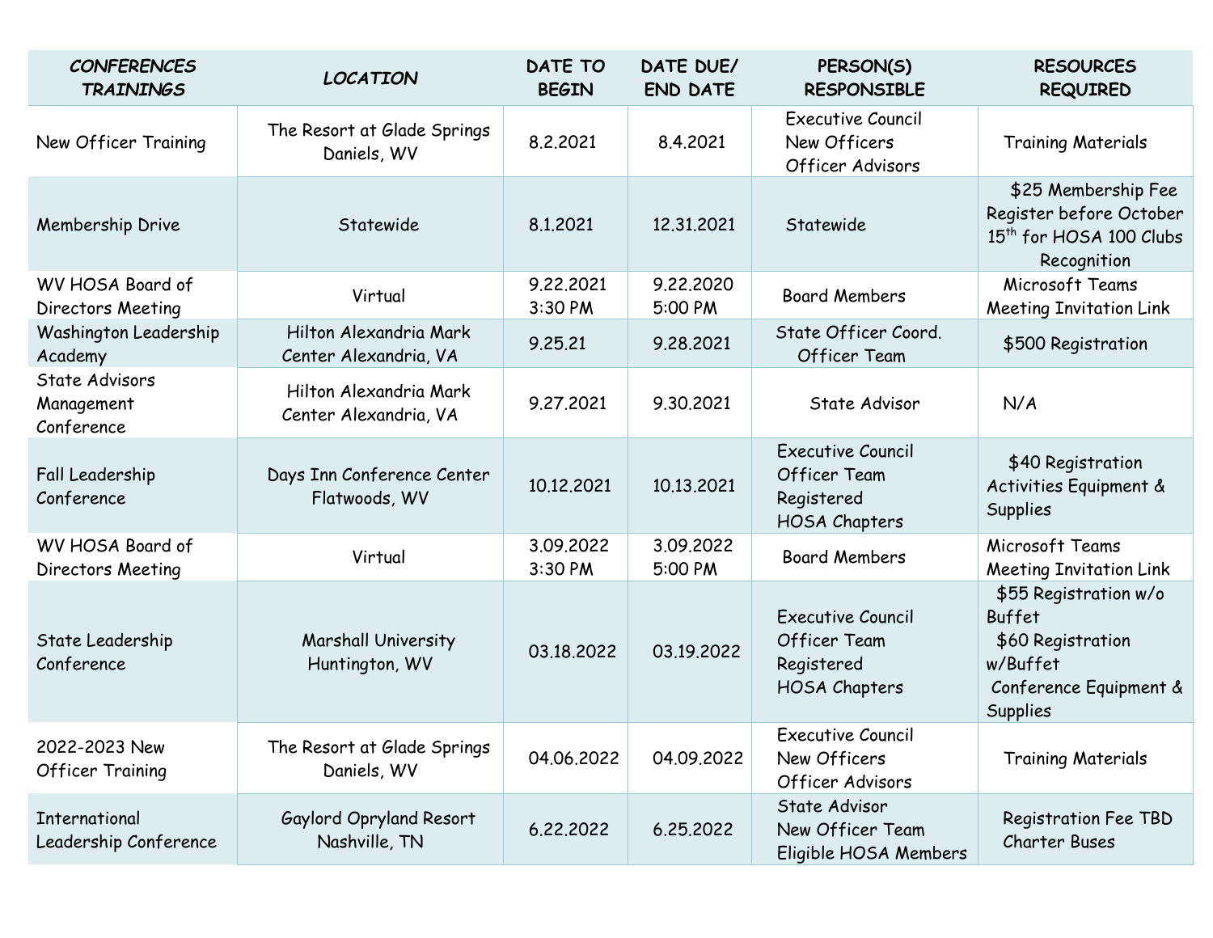| CONFERENCES TRAININGS | LOCATION | DATE TO BEGIN | DATE DUE/ END DATE | PERSON(S) RESPONSIBLE | RESOURCES REQUIRED |
|---|---|---|---|---|---|
| New Officer Training | The Resort at Glade Springs Daniels, WV | 8.2.2021 | 8.4.2021 | Executive Council New Officers Officer Advisors | Training Materials |
| Membership Drive | Statewide | 8.1.2021 | 12.31.2021 | Statewide | $25 Membership Fee Register before October 15th for HOSA 100 Clubs Recognition |
| WV HOSA Board of Directors Meeting | Virtual | 9.22.2021 3:30 PM | 9.22.2020 5:00 PM | Board Members | Microsoft Teams Meeting Invitation Link |
| Washington Leadership Academy | Hilton Alexandria Mark Center Alexandria, VA | 9.25.21 | 9.28.2021 | State Officer Coord. Officer Team | $500 Registration |
| State Advisors Management Conference | Hilton Alexandria Mark Center Alexandria, VA | 9.27.2021 | 9.30.2021 | State Advisor | N/A |
| Fall Leadership Conference | Days Inn Conference Center Flatwoods, WV | 10.12.2021 | 10.13.2021 | Executive Council Officer Team Registered HOSA Chapters | $40 Registration Activities Equipment & Supplies |
| WV HOSA Board of Directors Meeting | Virtual | 3.09.2022 3:30 PM | 3.09.2022 5:00 PM | Board Members | Microsoft Teams Meeting Invitation Link |
| State Leadership Conference | Marshall University Huntington, WV | 03.18.2022 | 03.19.2022 | Executive Council Officer Team Registered HOSA Chapters | $55 Registration w/o Buffet $60 Registration w/Buffet Conference Equipment & Supplies |
| 2022-2023 New Officer Training | The Resort at Glade Springs Daniels, WV | 04.06.2022 | 04.09.2022 | Executive Council New Officers Officer Advisors | Training Materials |
| International Leadership Conference | Gaylord Opryland Resort Nashville, TN | 6.22.2022 | 6.25.2022 | State Advisor New Officer Team Eligible HOSA Members | Registration Fee TBD Charter Buses |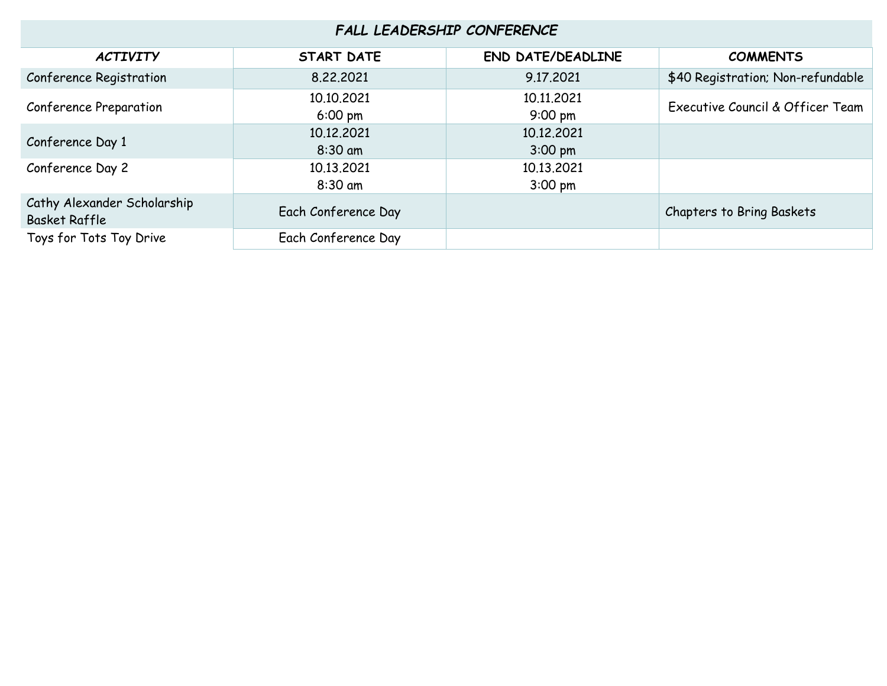| FALL LEADERSHIP CONFERENCE | | | |
|---|---|---|---|
| ***ACTIVITY*** | **START DATE** | **END DATE/DEADLINE** | **COMMENTS** |
| Conference Registration | 8.22.2021 | 9.17.2021 | $40 Registration; Non-refundable |
| Conference Preparation | 10.10.2021<br>6:00 pm | 10.11.2021<br>9:00 pm | Executive Council & Officer Team |
| Conference Day 1 | 10.12.2021<br>8:30 am | 10.12.2021<br>3:00 pm | |
| Conference Day 2 | 10.13.2021<br>8:30 am | 10.13.2021<br>3:00 pm | |
| Cathy Alexander Scholarship Basket Raffle | Each Conference Day | | Chapters to Bring Baskets |
| Toys for Tots Toy Drive | Each Conference Day | | |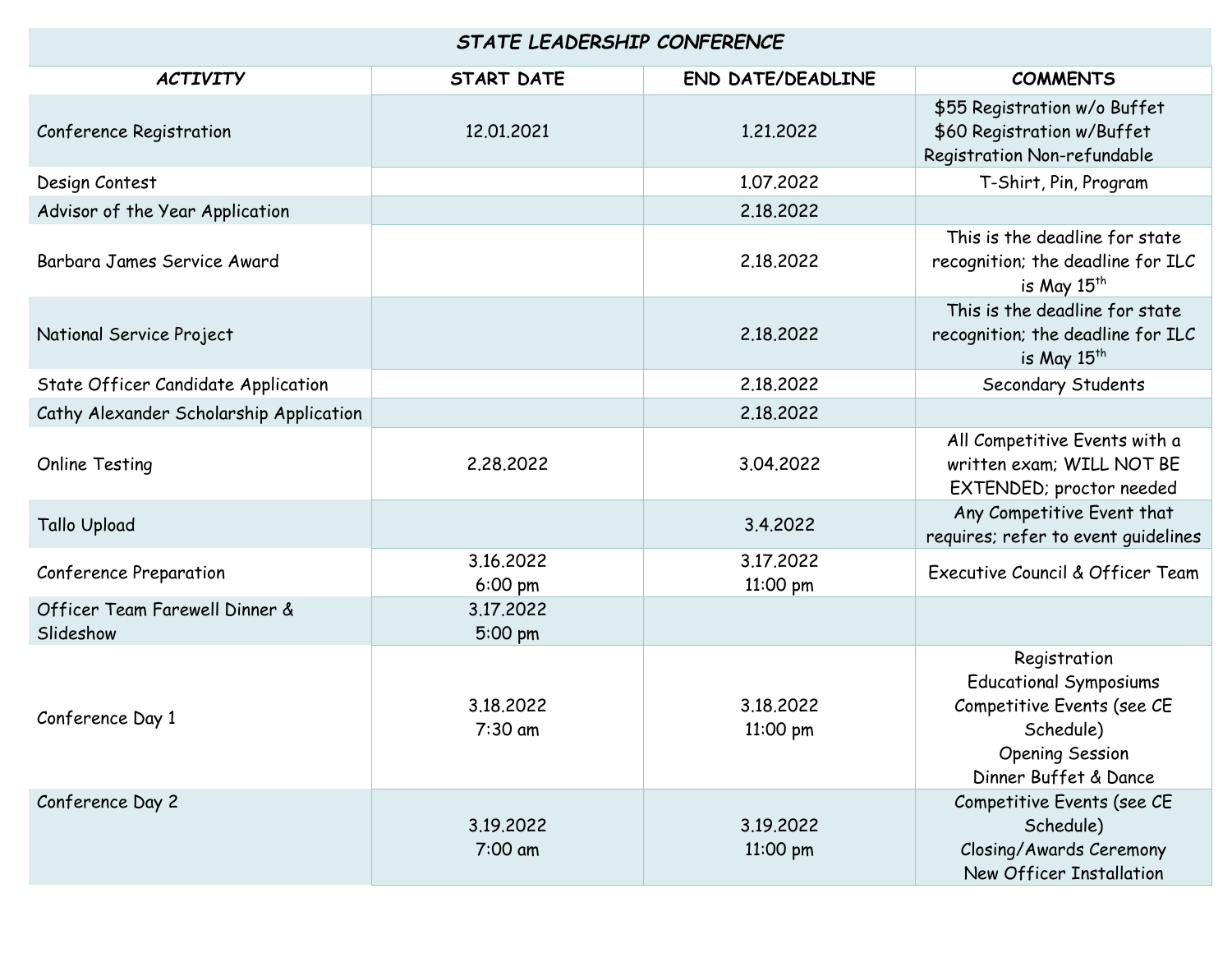| STATE LEADERSHIP CONFERENCE | | | |
|---|---|---|---|
| ACTIVITY | START DATE | END DATE/DEADLINE | COMMENTS |
| Conference Registration | 12.01.2021 | 1.21.2022 | $55 Registration w/o Buffet<br>$60 Registration w/Buffet<br>Registration Non-refundable |
| Design Contest | | 1.07.2022 | T-Shirt, Pin, Program |
| Advisor of the Year Application | | 2.18.2022 | |
| Barbara James Service Award | | 2.18.2022 | This is the deadline for state recognition; the deadline for ILC is May 15th |
| National Service Project | | 2.18.2022 | This is the deadline for state recognition; the deadline for ILC is May 15th |
| State Officer Candidate Application | | 2.18.2022 | Secondary Students |
| Cathy Alexander Scholarship Application | | 2.18.2022 | |
| Online Testing | 2.28.2022 | 3.04.2022 | All Competitive Events with a written exam; WILL NOT BE EXTENDED; proctor needed |
| Tallo Upload | | 3.4.2022 | Any Competitive Event that requires; refer to event guidelines |
| Conference Preparation | 3.16.2022<br>6:00 pm | 3.17.2022<br>11:00 pm | Executive Council & Officer Team |
| Officer Team Farewell Dinner & Slideshow | 3.17.2022<br>5:00 pm | | |
| Conference Day 1 | 3.18.2022<br>7:30 am | 3.18.2022<br>11:00 pm | Registration<br>Educational Symposiums<br>Competitive Events (see CE Schedule)<br>Opening Session<br>Dinner Buffet & Dance |
| Conference Day 2 | 3.19.2022<br>7:00 am | 3.19.2022<br>11:00 pm | Competitive Events (see CE Schedule)<br>Closing/Awards Ceremony<br>New Officer Installation |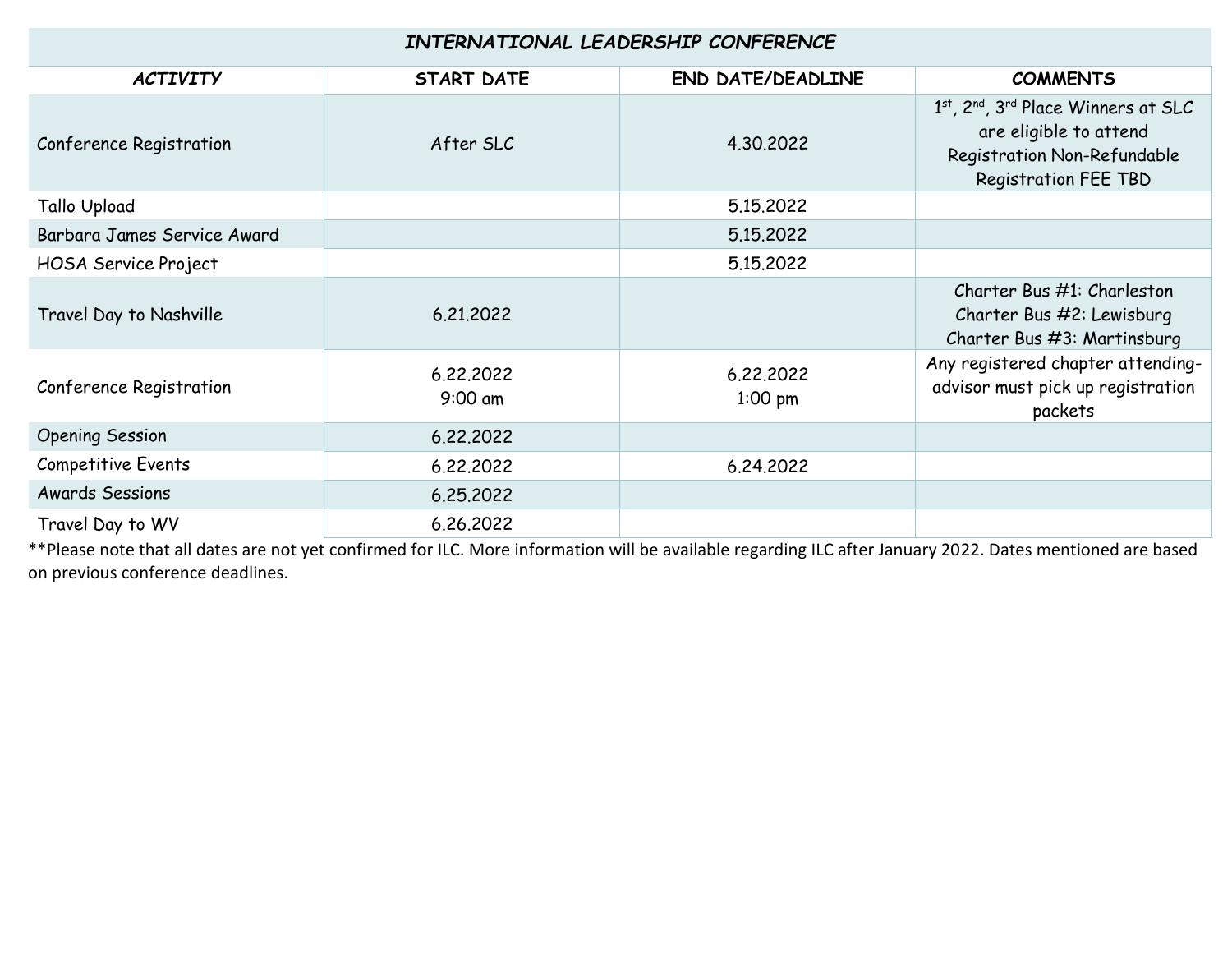| INTERNATIONAL LEADERSHIP CONFERENCE | | | |
|---|---|---|---|
| ACTIVITY | START DATE | END DATE/DEADLINE | COMMENTS |
| Conference Registration | After SLC | 4.30.2022 | 1st, 2nd, 3rd Place Winners at SLC are eligible to attend Registration Non-Refundable Registration FEE TBD |
| Tallo Upload | | 5.15.2022 | |
| Barbara James Service Award | | 5.15.2022 | |
| HOSA Service Project | | 5.15.2022 | |
| Travel Day to Nashville | 6.21.2022 | | Charter Bus #1: Charleston Charter Bus #2: Lewisburg Charter Bus #3: Martinsburg |
| Conference Registration | 6.22.2022 9:00 am | 6.22.2022 1:00 pm | Any registered chapter attending-advisor must pick up registration packets |
| Opening Session | 6.22.2022 | | |
| Competitive Events | 6.22.2022 | 6.24.2022 | |
| Awards Sessions | 6.25.2022 | | |
| Travel Day to WV | 6.26.2022 | | |

**Please note that all dates are not yet confirmed for ILC. More information will be available regarding ILC after January 2022. Dates mentioned are based on previous conference deadlines.